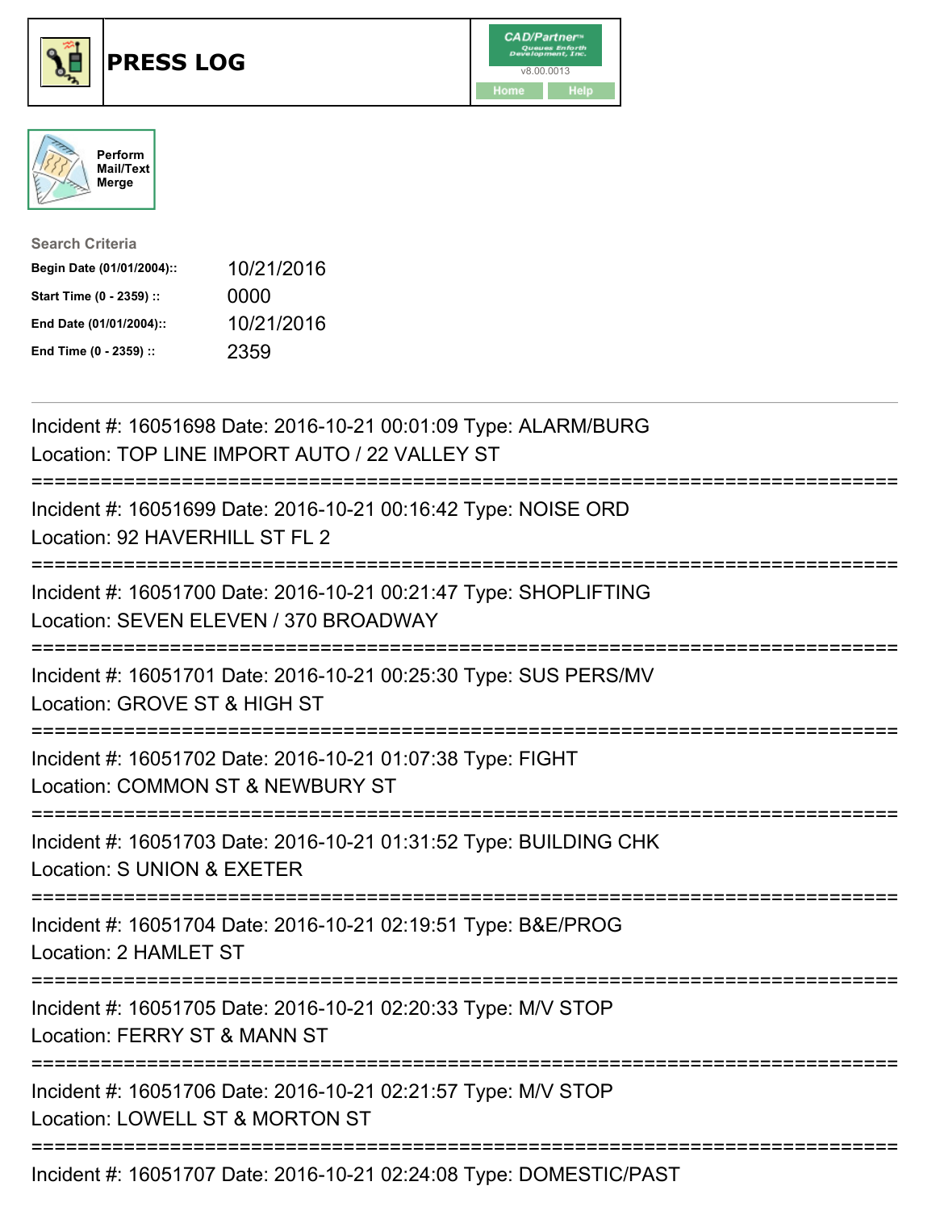# PRESS LOG

Perform Mail/Text Merge

**Search Criteria**

| | |
|---|---|
| **Begin Date (01/01/2004)::** | 10/21/2016 |
| **Start Time (0 - 2359) ::** | 0000 |
| **End Date (01/01/2004)::** | 10/21/2016 |
| **End Time (0 - 2359) ::** | 2359 |

---

Incident #: 16051698 Date: 2016-10-21 00:01:09 Type: ALARM/BURG
Location: TOP LINE IMPORT AUTO / 22 VALLEY ST

===========================================================================

Incident #: 16051699 Date: 2016-10-21 00:16:42 Type: NOISE ORD
Location: 92 HAVERHILL ST FL 2

===========================================================================

Incident #: 16051700 Date: 2016-10-21 00:21:47 Type: SHOPLIFTING
Location: SEVEN ELEVEN / 370 BROADWAY

===========================================================================

Incident #: 16051701 Date: 2016-10-21 00:25:30 Type: SUS PERS/MV
Location: GROVE ST & HIGH ST

===========================================================================

Incident #: 16051702 Date: 2016-10-21 01:07:38 Type: FIGHT
Location: COMMON ST & NEWBURY ST

===========================================================================

Incident #: 16051703 Date: 2016-10-21 01:31:52 Type: BUILDING CHK
Location: S UNION & EXETER

===========================================================================

Incident #: 16051704 Date: 2016-10-21 02:19:51 Type: B&E/PROG
Location: 2 HAMLET ST

===========================================================================

Incident #: 16051705 Date: 2016-10-21 02:20:33 Type: M/V STOP
Location: FERRY ST & MANN ST

===========================================================================

Incident #: 16051706 Date: 2016-10-21 02:21:57 Type: M/V STOP
Location: LOWELL ST & MORTON ST

===========================================================================

Incident #: 16051707 Date: 2016-10-21 02:24:08 Type: DOMESTIC/PAST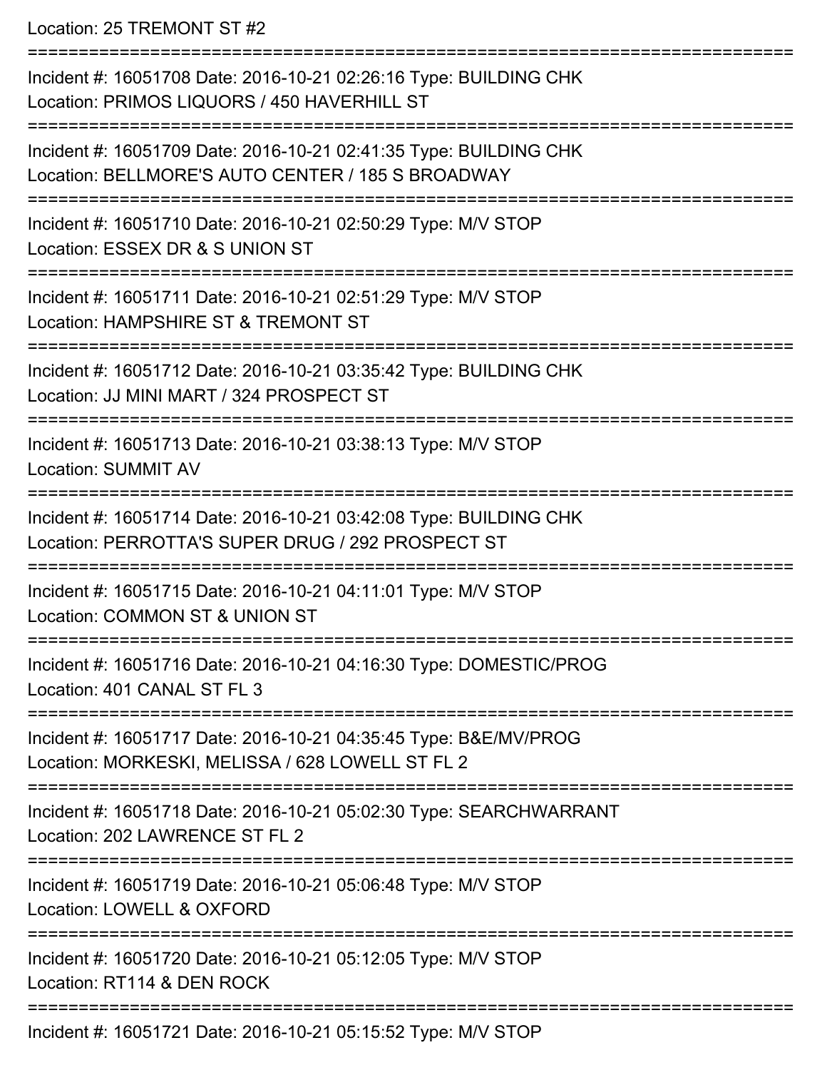Location: 25 TREMONT ST #2

===========================================================================

Incident #: 16051708 Date: 2016-10-21 02:26:16 Type: BUILDING CHK
Location: PRIMOS LIQUORS / 450 HAVERHILL ST

===========================================================================

Incident #: 16051709 Date: 2016-10-21 02:41:35 Type: BUILDING CHK
Location: BELLMORE'S AUTO CENTER / 185 S BROADWAY

===========================================================================

Incident #: 16051710 Date: 2016-10-21 02:50:29 Type: M/V STOP
Location: ESSEX DR & S UNION ST

===========================================================================

Incident #: 16051711 Date: 2016-10-21 02:51:29 Type: M/V STOP
Location: HAMPSHIRE ST & TREMONT ST

===========================================================================

Incident #: 16051712 Date: 2016-10-21 03:35:42 Type: BUILDING CHK
Location: JJ MINI MART / 324 PROSPECT ST

===========================================================================

Incident #: 16051713 Date: 2016-10-21 03:38:13 Type: M/V STOP
Location: SUMMIT AV

===========================================================================

Incident #: 16051714 Date: 2016-10-21 03:42:08 Type: BUILDING CHK
Location: PERROTTA'S SUPER DRUG / 292 PROSPECT ST

===========================================================================

Incident #: 16051715 Date: 2016-10-21 04:11:01 Type: M/V STOP
Location: COMMON ST & UNION ST

===========================================================================

Incident #: 16051716 Date: 2016-10-21 04:16:30 Type: DOMESTIC/PROG
Location: 401 CANAL ST FL 3

===========================================================================

Incident #: 16051717 Date: 2016-10-21 04:35:45 Type: B&E/MV/PROG
Location: MORKESKI, MELISSA / 628 LOWELL ST FL 2

===========================================================================

Incident #: 16051718 Date: 2016-10-21 05:02:30 Type: SEARCHWARRANT
Location: 202 LAWRENCE ST FL 2

===========================================================================

Incident #: 16051719 Date: 2016-10-21 05:06:48 Type: M/V STOP
Location: LOWELL & OXFORD

===========================================================================

Incident #: 16051720 Date: 2016-10-21 05:12:05 Type: M/V STOP
Location: RT114 & DEN ROCK

===========================================================================

Incident #: 16051721 Date: 2016-10-21 05:15:52 Type: M/V STOP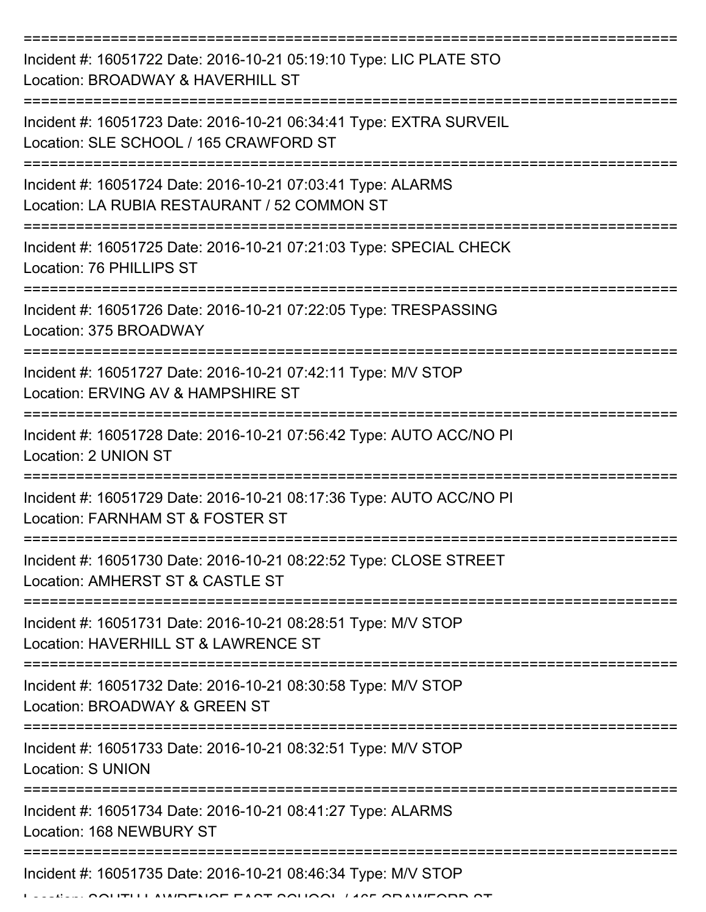===========================================================================

Incident #: 16051722 Date: 2016-10-21 05:19:10 Type: LIC PLATE STO
Location: BROADWAY & HAVERHILL ST

===========================================================================

Incident #: 16051723 Date: 2016-10-21 06:34:41 Type: EXTRA SURVEIL
Location: SLE SCHOOL / 165 CRAWFORD ST

===========================================================================

Incident #: 16051724 Date: 2016-10-21 07:03:41 Type: ALARMS
Location: LA RUBIA RESTAURANT / 52 COMMON ST

===========================================================================

Incident #: 16051725 Date: 2016-10-21 07:21:03 Type: SPECIAL CHECK
Location: 76 PHILLIPS ST

===========================================================================

Incident #: 16051726 Date: 2016-10-21 07:22:05 Type: TRESPASSING
Location: 375 BROADWAY

===========================================================================

Incident #: 16051727 Date: 2016-10-21 07:42:11 Type: M/V STOP
Location: ERVING AV & HAMPSHIRE ST

===========================================================================

Incident #: 16051728 Date: 2016-10-21 07:56:42 Type: AUTO ACC/NO PI
Location: 2 UNION ST

===========================================================================

Incident #: 16051729 Date: 2016-10-21 08:17:36 Type: AUTO ACC/NO PI
Location: FARNHAM ST & FOSTER ST

===========================================================================

Incident #: 16051730 Date: 2016-10-21 08:22:52 Type: CLOSE STREET
Location: AMHERST ST & CASTLE ST

===========================================================================

Incident #: 16051731 Date: 2016-10-21 08:28:51 Type: M/V STOP
Location: HAVERHILL ST & LAWRENCE ST

===========================================================================

Incident #: 16051732 Date: 2016-10-21 08:30:58 Type: M/V STOP
Location: BROADWAY & GREEN ST

===========================================================================

Incident #: 16051733 Date: 2016-10-21 08:32:51 Type: M/V STOP
Location: S UNION

===========================================================================

Incident #: 16051734 Date: 2016-10-21 08:41:27 Type: ALARMS
Location: 168 NEWBURY ST

===========================================================================

Incident #: 16051735 Date: 2016-10-21 08:46:34 Type: M/V STOP
Location: SOUTH LAWRENCE EAST SCHOOL / 165 CRAWFORD ST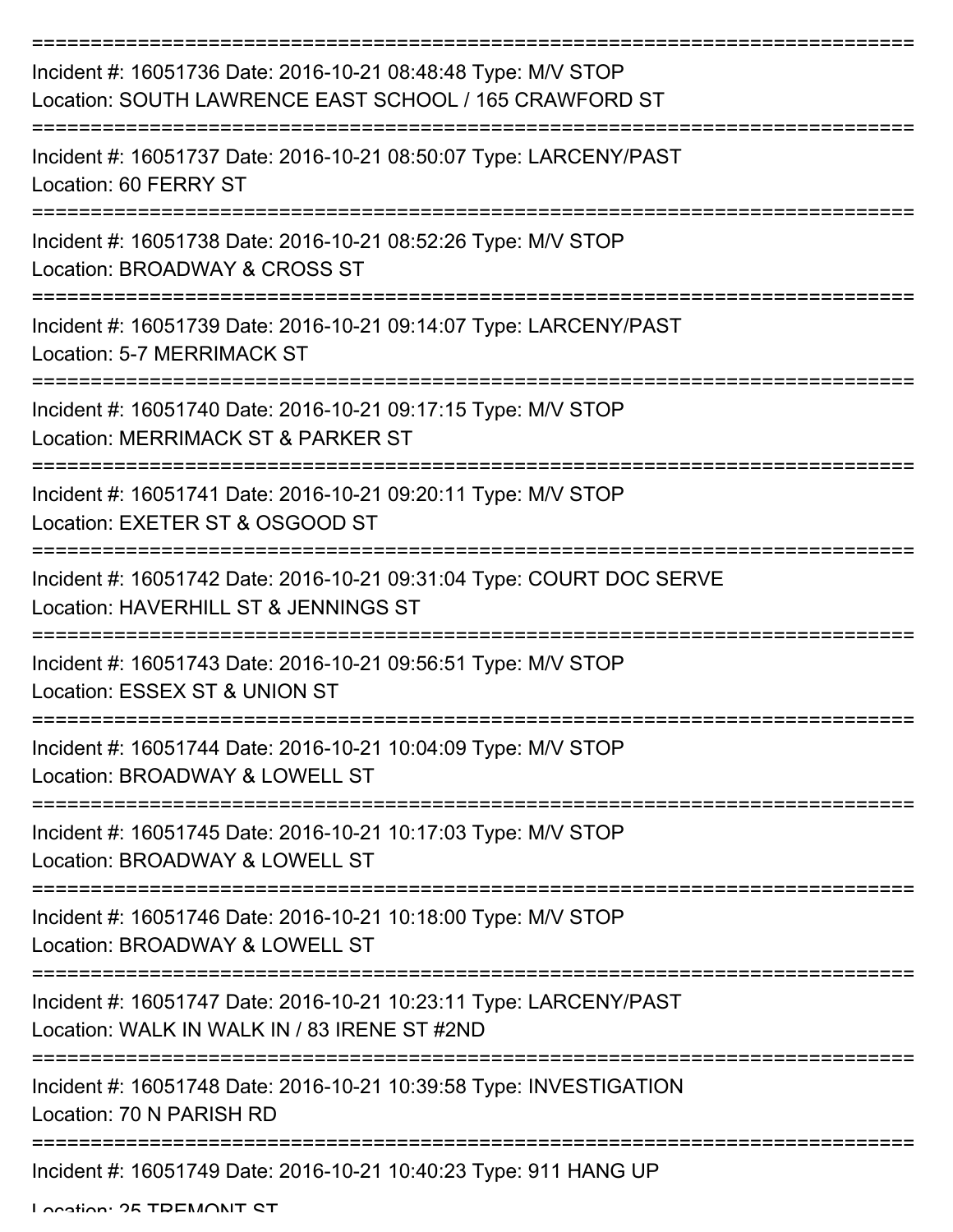===========================================================================

Incident #: 16051736 Date: 2016-10-21 08:48:48 Type: M/V STOP
Location: SOUTH LAWRENCE EAST SCHOOL / 165 CRAWFORD ST

===========================================================================

Incident #: 16051737 Date: 2016-10-21 08:50:07 Type: LARCENY/PAST
Location: 60 FERRY ST

===========================================================================

Incident #: 16051738 Date: 2016-10-21 08:52:26 Type: M/V STOP
Location: BROADWAY & CROSS ST

===========================================================================

Incident #: 16051739 Date: 2016-10-21 09:14:07 Type: LARCENY/PAST
Location: 5-7 MERRIMACK ST

===========================================================================

Incident #: 16051740 Date: 2016-10-21 09:17:15 Type: M/V STOP
Location: MERRIMACK ST & PARKER ST

===========================================================================

Incident #: 16051741 Date: 2016-10-21 09:20:11 Type: M/V STOP
Location: EXETER ST & OSGOOD ST

===========================================================================

Incident #: 16051742 Date: 2016-10-21 09:31:04 Type: COURT DOC SERVE
Location: HAVERHILL ST & JENNINGS ST

===========================================================================

Incident #: 16051743 Date: 2016-10-21 09:56:51 Type: M/V STOP
Location: ESSEX ST & UNION ST

===========================================================================

Incident #: 16051744 Date: 2016-10-21 10:04:09 Type: M/V STOP
Location: BROADWAY & LOWELL ST

===========================================================================

Incident #: 16051745 Date: 2016-10-21 10:17:03 Type: M/V STOP
Location: BROADWAY & LOWELL ST

===========================================================================

Incident #: 16051746 Date: 2016-10-21 10:18:00 Type: M/V STOP
Location: BROADWAY & LOWELL ST

===========================================================================

Incident #: 16051747 Date: 2016-10-21 10:23:11 Type: LARCENY/PAST
Location: WALK IN WALK IN / 83 IRENE ST #2ND

===========================================================================

Incident #: 16051748 Date: 2016-10-21 10:39:58 Type: INVESTIGATION
Location: 70 N PARISH RD

===========================================================================

Incident #: 16051749 Date: 2016-10-21 10:40:23 Type: 911 HANG UP
Location: 25 TREMONT ST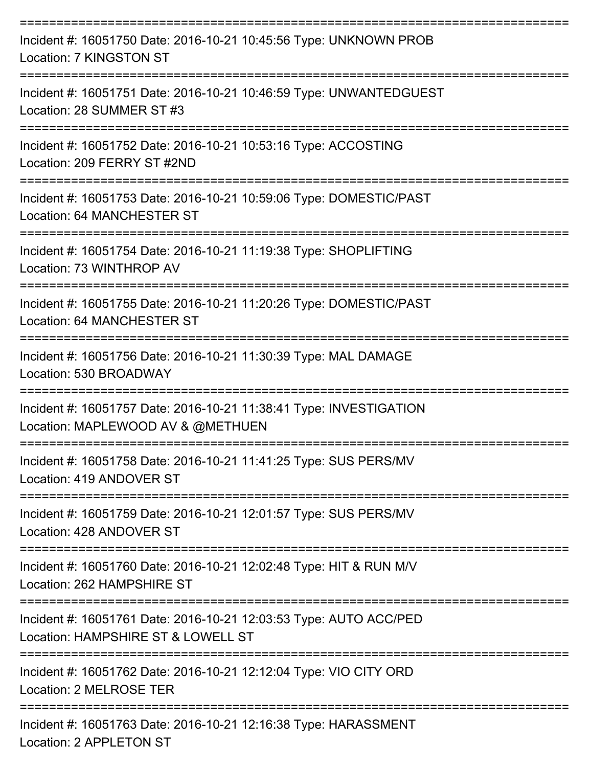===========================================================================

Incident #: 16051750 Date: 2016-10-21 10:45:56 Type: UNKNOWN PROB
Location: 7 KINGSTON ST

===========================================================================

Incident #: 16051751 Date: 2016-10-21 10:46:59 Type: UNWANTEDGUEST
Location: 28 SUMMER ST #3

===========================================================================

Incident #: 16051752 Date: 2016-10-21 10:53:16 Type: ACCOSTING
Location: 209 FERRY ST #2ND

===========================================================================

Incident #: 16051753 Date: 2016-10-21 10:59:06 Type: DOMESTIC/PAST
Location: 64 MANCHESTER ST

===========================================================================

Incident #: 16051754 Date: 2016-10-21 11:19:38 Type: SHOPLIFTING
Location: 73 WINTHROP AV

===========================================================================

Incident #: 16051755 Date: 2016-10-21 11:20:26 Type: DOMESTIC/PAST
Location: 64 MANCHESTER ST

===========================================================================

Incident #: 16051756 Date: 2016-10-21 11:30:39 Type: MAL DAMAGE
Location: 530 BROADWAY

===========================================================================

Incident #: 16051757 Date: 2016-10-21 11:38:41 Type: INVESTIGATION
Location: MAPLEWOOD AV & @METHUEN

===========================================================================

Incident #: 16051758 Date: 2016-10-21 11:41:25 Type: SUS PERS/MV
Location: 419 ANDOVER ST

===========================================================================

Incident #: 16051759 Date: 2016-10-21 12:01:57 Type: SUS PERS/MV
Location: 428 ANDOVER ST

===========================================================================

Incident #: 16051760 Date: 2016-10-21 12:02:48 Type: HIT & RUN M/V
Location: 262 HAMPSHIRE ST

===========================================================================

Incident #: 16051761 Date: 2016-10-21 12:03:53 Type: AUTO ACC/PED
Location: HAMPSHIRE ST & LOWELL ST

===========================================================================

Incident #: 16051762 Date: 2016-10-21 12:12:04 Type: VIO CITY ORD
Location: 2 MELROSE TER

===========================================================================

Incident #: 16051763 Date: 2016-10-21 12:16:38 Type: HARASSMENT
Location: 2 APPLETON ST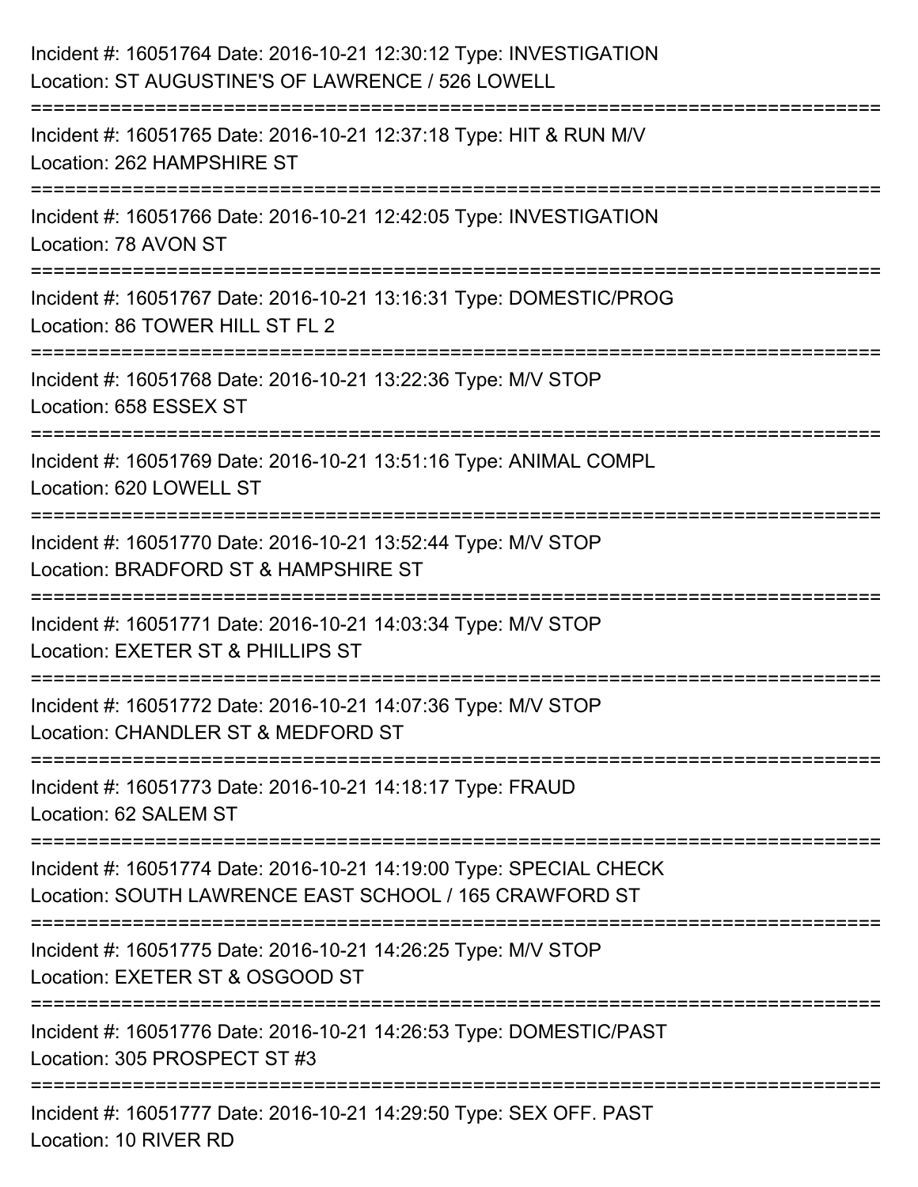Incident #: 16051764 Date: 2016-10-21 12:30:12 Type: INVESTIGATION
Location: ST AUGUSTINE'S OF LAWRENCE / 526 LOWELL

===========================================================================

Incident #: 16051765 Date: 2016-10-21 12:37:18 Type: HIT & RUN M/V
Location: 262 HAMPSHIRE ST

===========================================================================

Incident #: 16051766 Date: 2016-10-21 12:42:05 Type: INVESTIGATION
Location: 78 AVON ST

===========================================================================

Incident #: 16051767 Date: 2016-10-21 13:16:31 Type: DOMESTIC/PROG
Location: 86 TOWER HILL ST FL 2

===========================================================================

Incident #: 16051768 Date: 2016-10-21 13:22:36 Type: M/V STOP
Location: 658 ESSEX ST

===========================================================================

Incident #: 16051769 Date: 2016-10-21 13:51:16 Type: ANIMAL COMPL
Location: 620 LOWELL ST

===========================================================================

Incident #: 16051770 Date: 2016-10-21 13:52:44 Type: M/V STOP
Location: BRADFORD ST & HAMPSHIRE ST

===========================================================================

Incident #: 16051771 Date: 2016-10-21 14:03:34 Type: M/V STOP
Location: EXETER ST & PHILLIPS ST

===========================================================================

Incident #: 16051772 Date: 2016-10-21 14:07:36 Type: M/V STOP
Location: CHANDLER ST & MEDFORD ST

===========================================================================

Incident #: 16051773 Date: 2016-10-21 14:18:17 Type: FRAUD
Location: 62 SALEM ST

===========================================================================

Incident #: 16051774 Date: 2016-10-21 14:19:00 Type: SPECIAL CHECK
Location: SOUTH LAWRENCE EAST SCHOOL / 165 CRAWFORD ST

===========================================================================

Incident #: 16051775 Date: 2016-10-21 14:26:25 Type: M/V STOP
Location: EXETER ST & OSGOOD ST

===========================================================================

Incident #: 16051776 Date: 2016-10-21 14:26:53 Type: DOMESTIC/PAST
Location: 305 PROSPECT ST #3

===========================================================================

Incident #: 16051777 Date: 2016-10-21 14:29:50 Type: SEX OFF. PAST
Location: 10 RIVER RD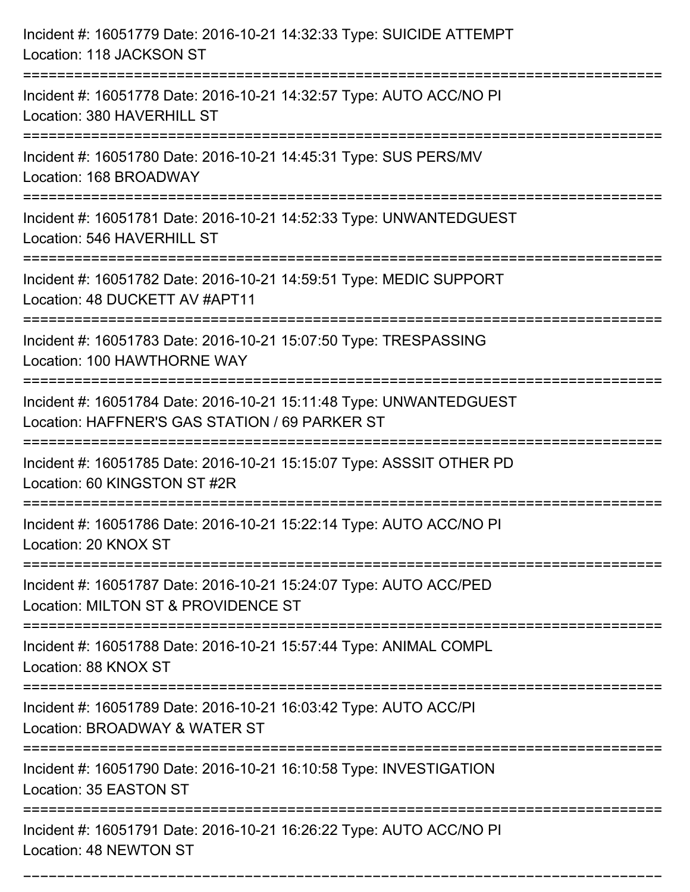Incident #: 16051779 Date: 2016-10-21 14:32:33 Type: SUICIDE ATTEMPT
Location: 118 JACKSON ST

===========================================================================

Incident #: 16051778 Date: 2016-10-21 14:32:57 Type: AUTO ACC/NO PI
Location: 380 HAVERHILL ST

===========================================================================

Incident #: 16051780 Date: 2016-10-21 14:45:31 Type: SUS PERS/MV
Location: 168 BROADWAY

===========================================================================

Incident #: 16051781 Date: 2016-10-21 14:52:33 Type: UNWANTEDGUEST
Location: 546 HAVERHILL ST

===========================================================================

Incident #: 16051782 Date: 2016-10-21 14:59:51 Type: MEDIC SUPPORT
Location: 48 DUCKETT AV #APT11

===========================================================================

Incident #: 16051783 Date: 2016-10-21 15:07:50 Type: TRESPASSING
Location: 100 HAWTHORNE WAY

===========================================================================

Incident #: 16051784 Date: 2016-10-21 15:11:48 Type: UNWANTEDGUEST
Location: HAFFNER'S GAS STATION / 69 PARKER ST

===========================================================================

Incident #: 16051785 Date: 2016-10-21 15:15:07 Type: ASSSIT OTHER PD
Location: 60 KINGSTON ST #2R

===========================================================================

Incident #: 16051786 Date: 2016-10-21 15:22:14 Type: AUTO ACC/NO PI
Location: 20 KNOX ST

===========================================================================

Incident #: 16051787 Date: 2016-10-21 15:24:07 Type: AUTO ACC/PED
Location: MILTON ST & PROVIDENCE ST

===========================================================================

Incident #: 16051788 Date: 2016-10-21 15:57:44 Type: ANIMAL COMPL
Location: 88 KNOX ST

===========================================================================

Incident #: 16051789 Date: 2016-10-21 16:03:42 Type: AUTO ACC/PI
Location: BROADWAY & WATER ST

===========================================================================

Incident #: 16051790 Date: 2016-10-21 16:10:58 Type: INVESTIGATION
Location: 35 EASTON ST

===========================================================================

Incident #: 16051791 Date: 2016-10-21 16:26:22 Type: AUTO ACC/NO PI
Location: 48 NEWTON ST

===========================================================================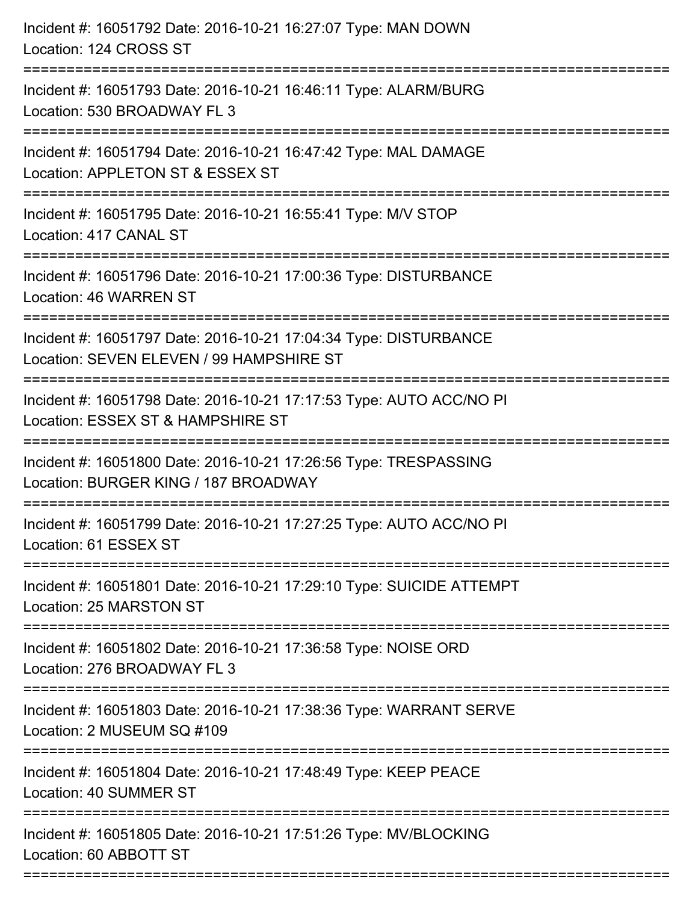Incident #: 16051792 Date: 2016-10-21 16:27:07 Type: MAN DOWN
Location: 124 CROSS ST

===========================================================================

Incident #: 16051793 Date: 2016-10-21 16:46:11 Type: ALARM/BURG
Location: 530 BROADWAY FL 3

===========================================================================

Incident #: 16051794 Date: 2016-10-21 16:47:42 Type: MAL DAMAGE
Location: APPLETON ST & ESSEX ST

===========================================================================

Incident #: 16051795 Date: 2016-10-21 16:55:41 Type: M/V STOP
Location: 417 CANAL ST

===========================================================================

Incident #: 16051796 Date: 2016-10-21 17:00:36 Type: DISTURBANCE
Location: 46 WARREN ST

===========================================================================

Incident #: 16051797 Date: 2016-10-21 17:04:34 Type: DISTURBANCE
Location: SEVEN ELEVEN / 99 HAMPSHIRE ST

===========================================================================

Incident #: 16051798 Date: 2016-10-21 17:17:53 Type: AUTO ACC/NO PI
Location: ESSEX ST & HAMPSHIRE ST

===========================================================================

Incident #: 16051800 Date: 2016-10-21 17:26:56 Type: TRESPASSING
Location: BURGER KING / 187 BROADWAY

===========================================================================

Incident #: 16051799 Date: 2016-10-21 17:27:25 Type: AUTO ACC/NO PI
Location: 61 ESSEX ST

===========================================================================

Incident #: 16051801 Date: 2016-10-21 17:29:10 Type: SUICIDE ATTEMPT
Location: 25 MARSTON ST

===========================================================================

Incident #: 16051802 Date: 2016-10-21 17:36:58 Type: NOISE ORD
Location: 276 BROADWAY FL 3

===========================================================================

Incident #: 16051803 Date: 2016-10-21 17:38:36 Type: WARRANT SERVE
Location: 2 MUSEUM SQ #109

===========================================================================

Incident #: 16051804 Date: 2016-10-21 17:48:49 Type: KEEP PEACE
Location: 40 SUMMER ST

===========================================================================

Incident #: 16051805 Date: 2016-10-21 17:51:26 Type: MV/BLOCKING
Location: 60 ABBOTT ST

===========================================================================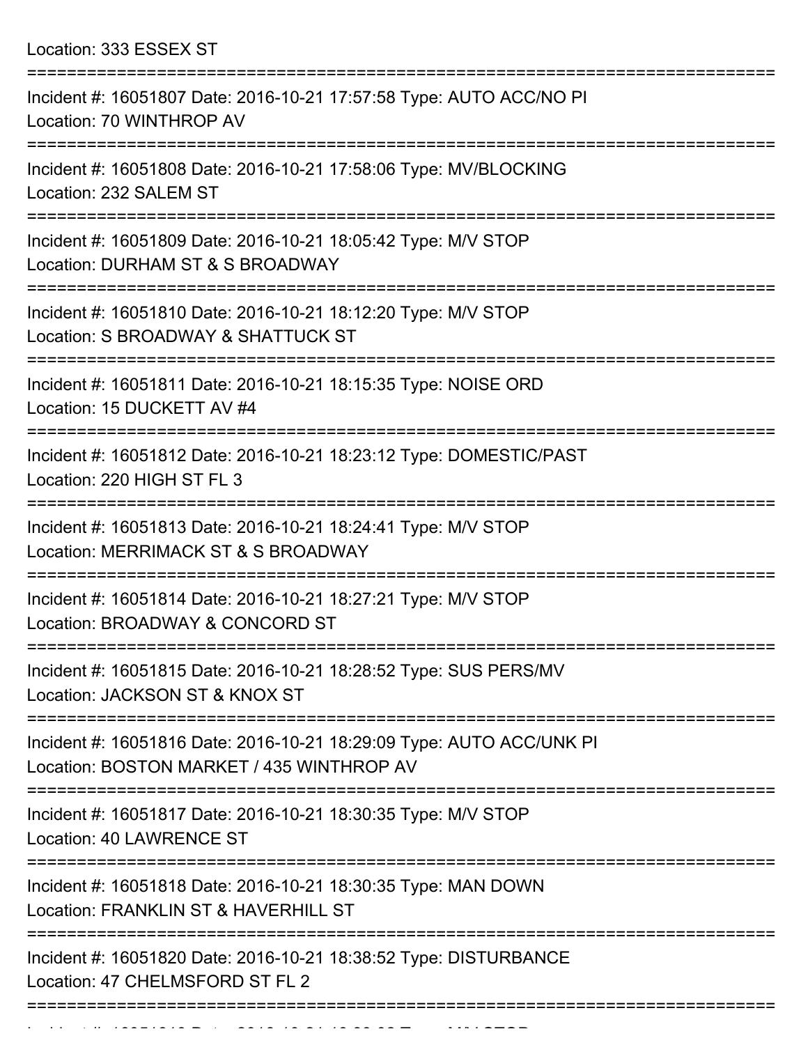Location: 333 ESSEX ST

===========================================================================

Incident #: 16051807 Date: 2016-10-21 17:57:58 Type: AUTO ACC/NO PI
Location: 70 WINTHROP AV

===========================================================================

Incident #: 16051808 Date: 2016-10-21 17:58:06 Type: MV/BLOCKING
Location: 232 SALEM ST

===========================================================================

Incident #: 16051809 Date: 2016-10-21 18:05:42 Type: M/V STOP
Location: DURHAM ST & S BROADWAY

===========================================================================

Incident #: 16051810 Date: 2016-10-21 18:12:20 Type: M/V STOP
Location: S BROADWAY & SHATTUCK ST

===========================================================================

Incident #: 16051811 Date: 2016-10-21 18:15:35 Type: NOISE ORD
Location: 15 DUCKETT AV #4

===========================================================================

Incident #: 16051812 Date: 2016-10-21 18:23:12 Type: DOMESTIC/PAST
Location: 220 HIGH ST FL 3

===========================================================================

Incident #: 16051813 Date: 2016-10-21 18:24:41 Type: M/V STOP
Location: MERRIMACK ST & S BROADWAY

===========================================================================

Incident #: 16051814 Date: 2016-10-21 18:27:21 Type: M/V STOP
Location: BROADWAY & CONCORD ST

===========================================================================

Incident #: 16051815 Date: 2016-10-21 18:28:52 Type: SUS PERS/MV
Location: JACKSON ST & KNOX ST

===========================================================================

Incident #: 16051816 Date: 2016-10-21 18:29:09 Type: AUTO ACC/UNK PI
Location: BOSTON MARKET / 435 WINTHROP AV

===========================================================================

Incident #: 16051817 Date: 2016-10-21 18:30:35 Type: M/V STOP
Location: 40 LAWRENCE ST

===========================================================================

Incident #: 16051818 Date: 2016-10-21 18:30:35 Type: MAN DOWN
Location: FRANKLIN ST & HAVERHILL ST

===========================================================================

Incident #: 16051820 Date: 2016-10-21 18:38:52 Type: DISTURBANCE
Location: 47 CHELMSFORD ST FL 2

===========================================================================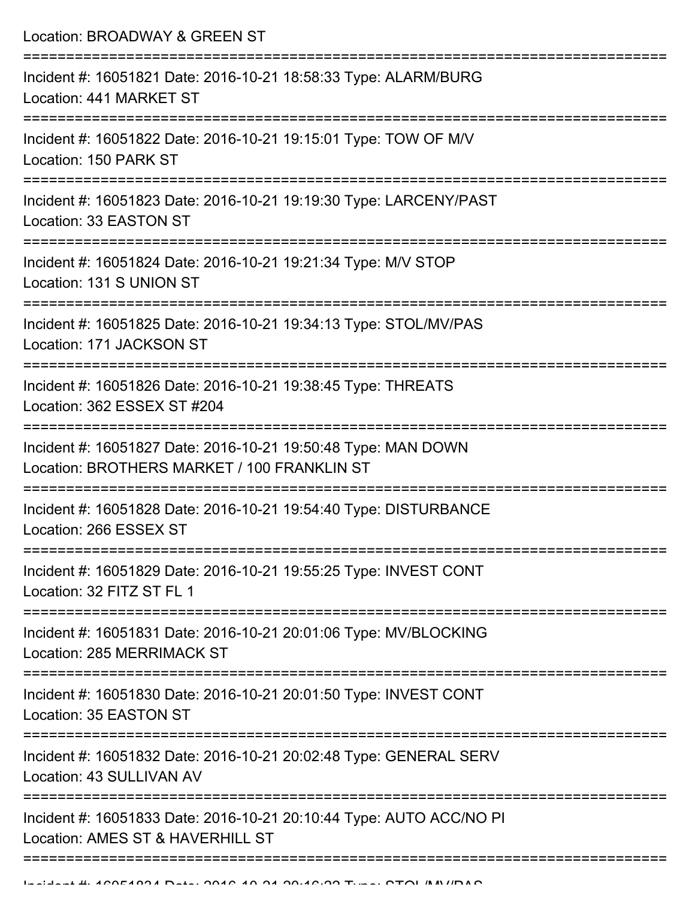Location: BROADWAY & GREEN ST

===========================================================================

Incident #: 16051821 Date: 2016-10-21 18:58:33 Type: ALARM/BURG
Location: 441 MARKET ST

===========================================================================

Incident #: 16051822 Date: 2016-10-21 19:15:01 Type: TOW OF M/V
Location: 150 PARK ST

===========================================================================

Incident #: 16051823 Date: 2016-10-21 19:19:30 Type: LARCENY/PAST
Location: 33 EASTON ST

===========================================================================

Incident #: 16051824 Date: 2016-10-21 19:21:34 Type: M/V STOP
Location: 131 S UNION ST

===========================================================================

Incident #: 16051825 Date: 2016-10-21 19:34:13 Type: STOL/MV/PAS
Location: 171 JACKSON ST

===========================================================================

Incident #: 16051826 Date: 2016-10-21 19:38:45 Type: THREATS
Location: 362 ESSEX ST #204

===========================================================================

Incident #: 16051827 Date: 2016-10-21 19:50:48 Type: MAN DOWN
Location: BROTHERS MARKET / 100 FRANKLIN ST

===========================================================================

Incident #: 16051828 Date: 2016-10-21 19:54:40 Type: DISTURBANCE
Location: 266 ESSEX ST

===========================================================================

Incident #: 16051829 Date: 2016-10-21 19:55:25 Type: INVEST CONT
Location: 32 FITZ ST FL 1

===========================================================================

Incident #: 16051831 Date: 2016-10-21 20:01:06 Type: MV/BLOCKING
Location: 285 MERRIMACK ST

===========================================================================

Incident #: 16051830 Date: 2016-10-21 20:01:50 Type: INVEST CONT
Location: 35 EASTON ST

===========================================================================

Incident #: 16051832 Date: 2016-10-21 20:02:48 Type: GENERAL SERV
Location: 43 SULLIVAN AV

===========================================================================

Incident #: 16051833 Date: 2016-10-21 20:10:44 Type: AUTO ACC/NO PI
Location: AMES ST & HAVERHILL ST

===========================================================================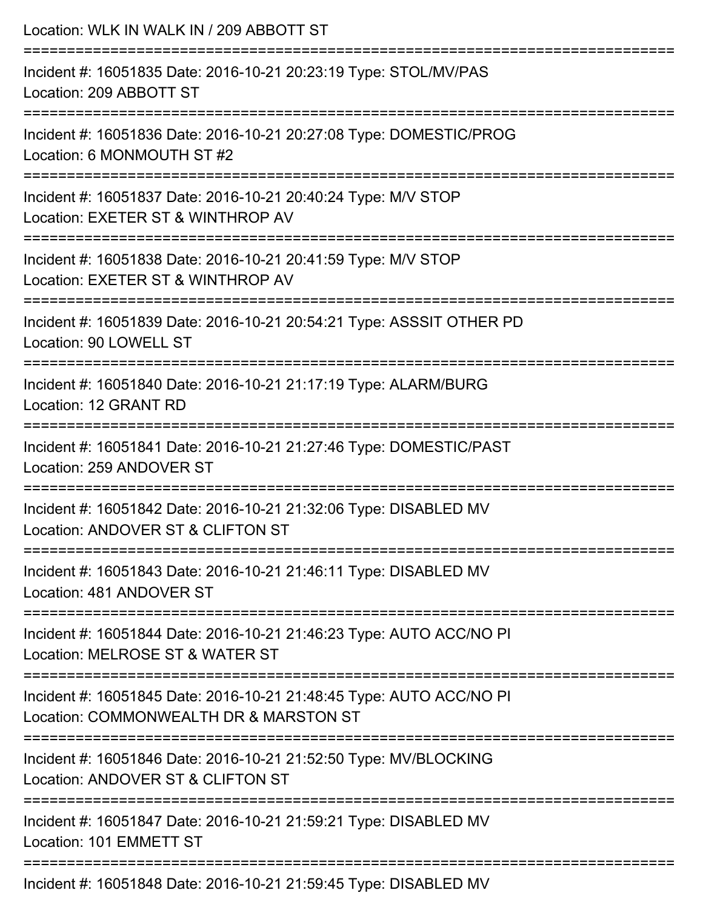Location: WLK IN WALK IN / 209 ABBOTT ST

===========================================================================

Incident #: 16051835 Date: 2016-10-21 20:23:19 Type: STOL/MV/PAS
Location: 209 ABBOTT ST

===========================================================================

Incident #: 16051836 Date: 2016-10-21 20:27:08 Type: DOMESTIC/PROG
Location: 6 MONMOUTH ST #2

===========================================================================

Incident #: 16051837 Date: 2016-10-21 20:40:24 Type: M/V STOP
Location: EXETER ST & WINTHROP AV

===========================================================================

Incident #: 16051838 Date: 2016-10-21 20:41:59 Type: M/V STOP
Location: EXETER ST & WINTHROP AV

===========================================================================

Incident #: 16051839 Date: 2016-10-21 20:54:21 Type: ASSSIT OTHER PD
Location: 90 LOWELL ST

===========================================================================

Incident #: 16051840 Date: 2016-10-21 21:17:19 Type: ALARM/BURG
Location: 12 GRANT RD

===========================================================================

Incident #: 16051841 Date: 2016-10-21 21:27:46 Type: DOMESTIC/PAST
Location: 259 ANDOVER ST

===========================================================================

Incident #: 16051842 Date: 2016-10-21 21:32:06 Type: DISABLED MV
Location: ANDOVER ST & CLIFTON ST

===========================================================================

Incident #: 16051843 Date: 2016-10-21 21:46:11 Type: DISABLED MV
Location: 481 ANDOVER ST

===========================================================================

Incident #: 16051844 Date: 2016-10-21 21:46:23 Type: AUTO ACC/NO PI
Location: MELROSE ST & WATER ST

===========================================================================

Incident #: 16051845 Date: 2016-10-21 21:48:45 Type: AUTO ACC/NO PI
Location: COMMONWEALTH DR & MARSTON ST

===========================================================================

Incident #: 16051846 Date: 2016-10-21 21:52:50 Type: MV/BLOCKING
Location: ANDOVER ST & CLIFTON ST

===========================================================================

Incident #: 16051847 Date: 2016-10-21 21:59:21 Type: DISABLED MV
Location: 101 EMMETT ST

===========================================================================

Incident #: 16051848 Date: 2016-10-21 21:59:45 Type: DISABLED MV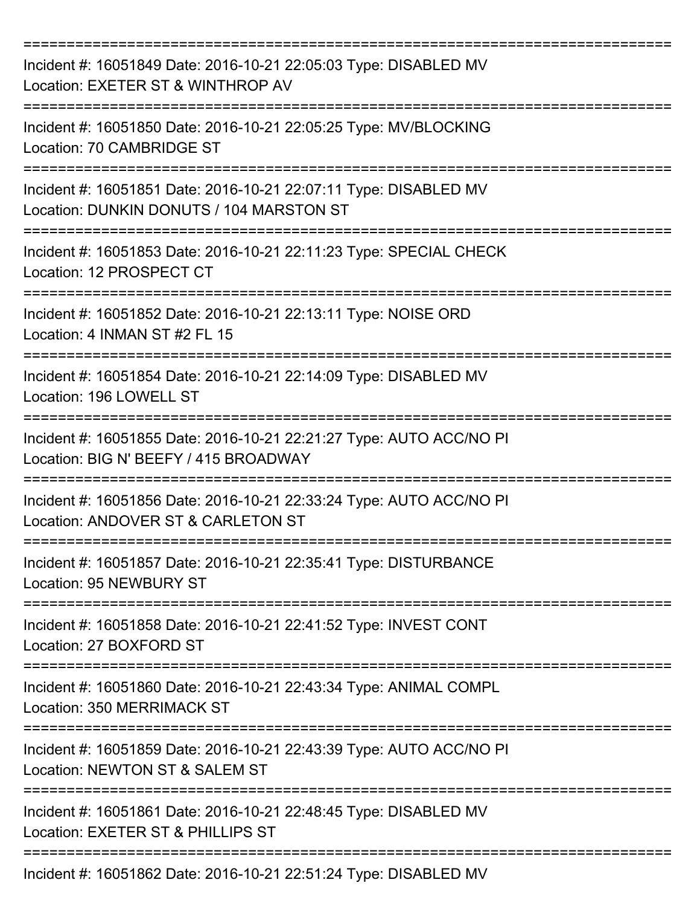===========================================================================

Incident #: 16051849 Date: 2016-10-21 22:05:03 Type: DISABLED MV
Location: EXETER ST & WINTHROP AV

===========================================================================

Incident #: 16051850 Date: 2016-10-21 22:05:25 Type: MV/BLOCKING
Location: 70 CAMBRIDGE ST

===========================================================================

Incident #: 16051851 Date: 2016-10-21 22:07:11 Type: DISABLED MV
Location: DUNKIN DONUTS / 104 MARSTON ST

===========================================================================

Incident #: 16051853 Date: 2016-10-21 22:11:23 Type: SPECIAL CHECK
Location: 12 PROSPECT CT

===========================================================================

Incident #: 16051852 Date: 2016-10-21 22:13:11 Type: NOISE ORD
Location: 4 INMAN ST #2 FL 15

===========================================================================

Incident #: 16051854 Date: 2016-10-21 22:14:09 Type: DISABLED MV
Location: 196 LOWELL ST

===========================================================================

Incident #: 16051855 Date: 2016-10-21 22:21:27 Type: AUTO ACC/NO PI
Location: BIG N' BEEFY / 415 BROADWAY

===========================================================================

Incident #: 16051856 Date: 2016-10-21 22:33:24 Type: AUTO ACC/NO PI
Location: ANDOVER ST & CARLETON ST

===========================================================================

Incident #: 16051857 Date: 2016-10-21 22:35:41 Type: DISTURBANCE
Location: 95 NEWBURY ST

===========================================================================

Incident #: 16051858 Date: 2016-10-21 22:41:52 Type: INVEST CONT
Location: 27 BOXFORD ST

===========================================================================

Incident #: 16051860 Date: 2016-10-21 22:43:34 Type: ANIMAL COMPL
Location: 350 MERRIMACK ST

===========================================================================

Incident #: 16051859 Date: 2016-10-21 22:43:39 Type: AUTO ACC/NO PI
Location: NEWTON ST & SALEM ST

===========================================================================

Incident #: 16051861 Date: 2016-10-21 22:48:45 Type: DISABLED MV
Location: EXETER ST & PHILLIPS ST

===========================================================================

Incident #: 16051862 Date: 2016-10-21 22:51:24 Type: DISABLED MV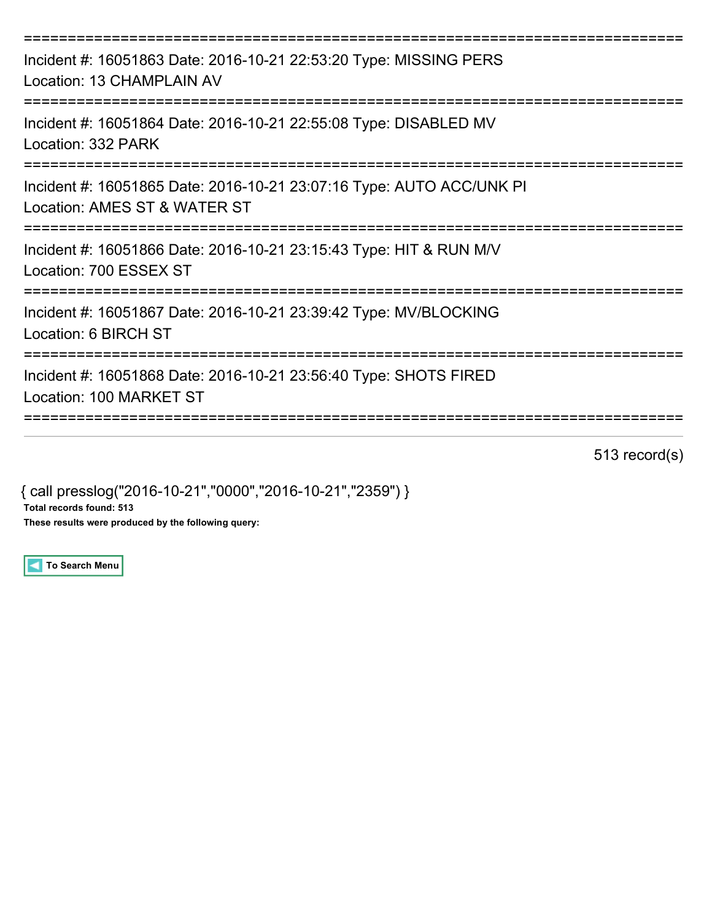===========================================================================

Incident #: 16051863 Date: 2016-10-21 22:53:20 Type: MISSING PERS
Location: 13 CHAMPLAIN AV

===========================================================================

Incident #: 16051864 Date: 2016-10-21 22:55:08 Type: DISABLED MV
Location: 332 PARK

===========================================================================

Incident #: 16051865 Date: 2016-10-21 23:07:16 Type: AUTO ACC/UNK PI
Location: AMES ST & WATER ST

===========================================================================

Incident #: 16051866 Date: 2016-10-21 23:15:43 Type: HIT & RUN M/V
Location: 700 ESSEX ST

===========================================================================

Incident #: 16051867 Date: 2016-10-21 23:39:42 Type: MV/BLOCKING
Location: 6 BIRCH ST

===========================================================================

Incident #: 16051868 Date: 2016-10-21 23:56:40 Type: SHOTS FIRED
Location: 100 MARKET ST

===========================================================================

513 record(s)

{ call presslog("2016-10-21","0000","2016-10-21","2359") }

**Total records found: 513**

**These results were produced by the following query:**

**To Search Menu**